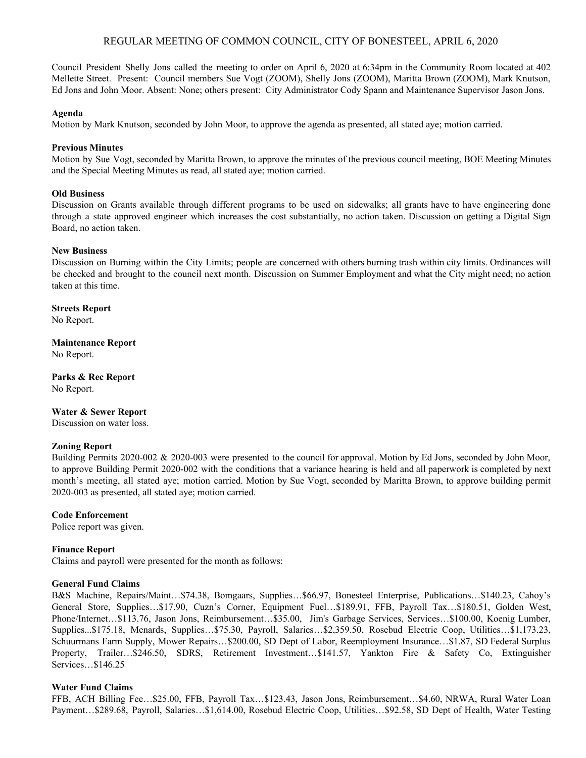# REGULAR MEETING OF COMMON COUNCIL, CITY OF BONESTEEL, APRIL 6, 2020

Council President Shelly Jons called the meeting to order on April 6, 2020 at 6:34pm in the Community Room located at 402 Mellette Street. Present: Council members Sue Vogt (ZOOM), Shelly Jons (ZOOM), Maritta Brown (ZOOM), Mark Knutson, Ed Jons and John Moor. Absent: None; others present: City Administrator Cody Spann and Maintenance Supervisor Jason Jons.

**Agenda**

Motion by Mark Knutson, seconded by John Moor, to approve the agenda as presented, all stated aye; motion carried.

**Previous Minutes**

Motion by Sue Vogt, seconded by Maritta Brown, to approve the minutes of the previous council meeting, BOE Meeting Minutes and the Special Meeting Minutes as read, all stated aye; motion carried.

**Old Business**

Discussion on Grants available through different programs to be used on sidewalks; all grants have to have engineering done through a state approved engineer which increases the cost substantially, no action taken. Discussion on getting a Digital Sign Board, no action taken.

**New Business**

Discussion on Burning within the City Limits; people are concerned with others burning trash within city limits. Ordinances will be checked and brought to the council next month. Discussion on Summer Employment and what the City might need; no action taken at this time.

**Streets Report**

No Report.

**Maintenance Report**

No Report.

**Parks & Rec Report**

No Report.

**Water & Sewer Report**

Discussion on water loss.

**Zoning Report**

Building Permits 2020-002 & 2020-003 were presented to the council for approval. Motion by Ed Jons, seconded by John Moor, to approve Building Permit 2020-002 with the conditions that a variance hearing is held and all paperwork is completed by next month's meeting, all stated aye; motion carried. Motion by Sue Vogt, seconded by Maritta Brown, to approve building permit 2020-003 as presented, all stated aye; motion carried.

**Code Enforcement**

Police report was given.

**Finance Report**

Claims and payroll were presented for the month as follows:

**General Fund Claims**

B&S Machine, Repairs/Maint…$74.38, Bomgaars, Supplies…$66.97, Bonesteel Enterprise, Publications…$140.23, Cahoy's General Store, Supplies…$17.90, Cuzn's Corner, Equipment Fuel…$189.91, FFB, Payroll Tax…$180.51, Golden West, Phone/Internet…$113.76, Jason Jons, Reimbursement…$35.00, Jim's Garbage Services, Services…$100.00, Koenig Lumber, Supplies...$175.18, Menards, Supplies…$75.30, Payroll, Salaries…$2,359.50, Rosebud Electric Coop, Utilities…$1,173.23, Schuurmans Farm Supply, Mower Repairs…$200.00, SD Dept of Labor, Reemployment Insurance…$1.87, SD Federal Surplus Property, Trailer…$246.50, SDRS, Retirement Investment…$141.57, Yankton Fire & Safety Co, Extinguisher Services…$146.25

**Water Fund Claims**

FFB, ACH Billing Fee…$25.00, FFB, Payroll Tax…$123.43, Jason Jons, Reimbursement…$4.60, NRWA, Rural Water Loan Payment…$289.68, Payroll, Salaries…$1,614.00, Rosebud Electric Coop, Utilities…$92.58, SD Dept of Health, Water Testing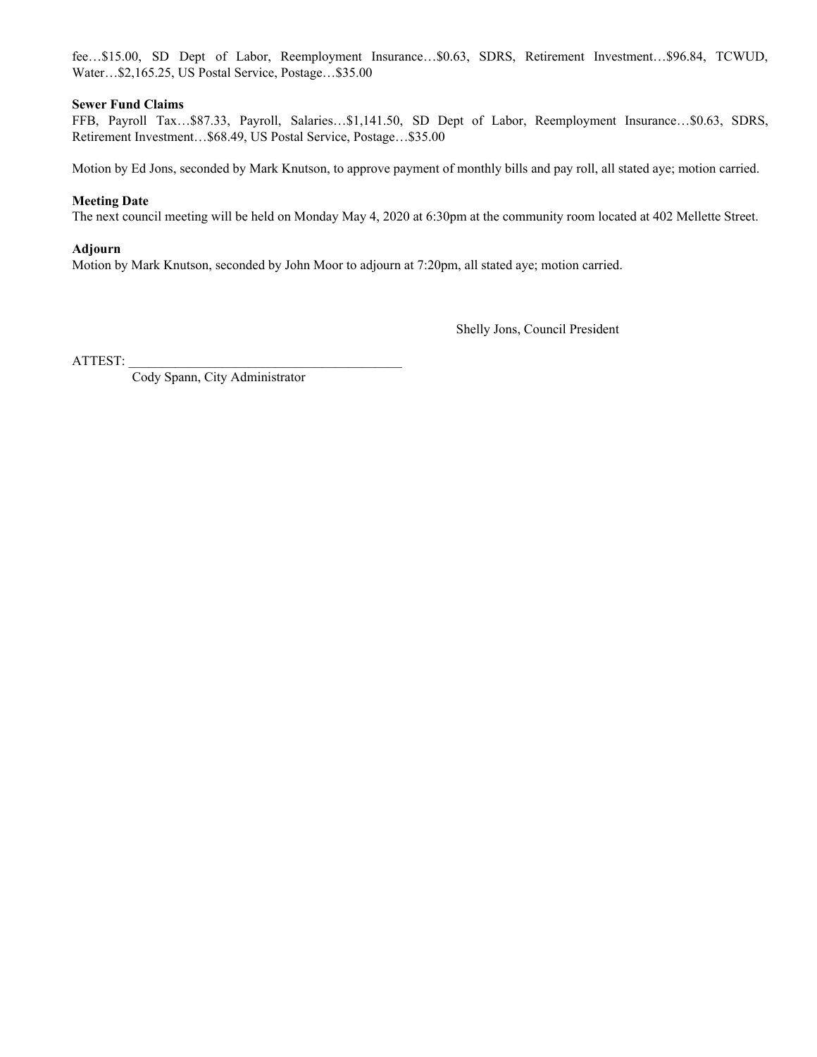fee…$15.00, SD Dept of Labor, Reemployment Insurance…$0.63, SDRS, Retirement Investment…$96.84, TCWUD, Water…$2,165.25, US Postal Service, Postage…$35.00

**Sewer Fund Claims**

FFB, Payroll Tax…$87.33, Payroll, Salaries…$1,141.50, SD Dept of Labor, Reemployment Insurance…$0.63, SDRS, Retirement Investment…$68.49, US Postal Service, Postage…$35.00

Motion by Ed Jons, seconded by Mark Knutson, to approve payment of monthly bills and pay roll, all stated aye; motion carried.

**Meeting Date**

The next council meeting will be held on Monday May 4, 2020 at 6:30pm at the community room located at 402 Mellette Street.

**Adjourn**

Motion by Mark Knutson, seconded by John Moor to adjourn at 7:20pm, all stated aye; motion carried.

Shelly Jons, Council President

ATTEST: ___________________________________________

Cody Spann, City Administrator